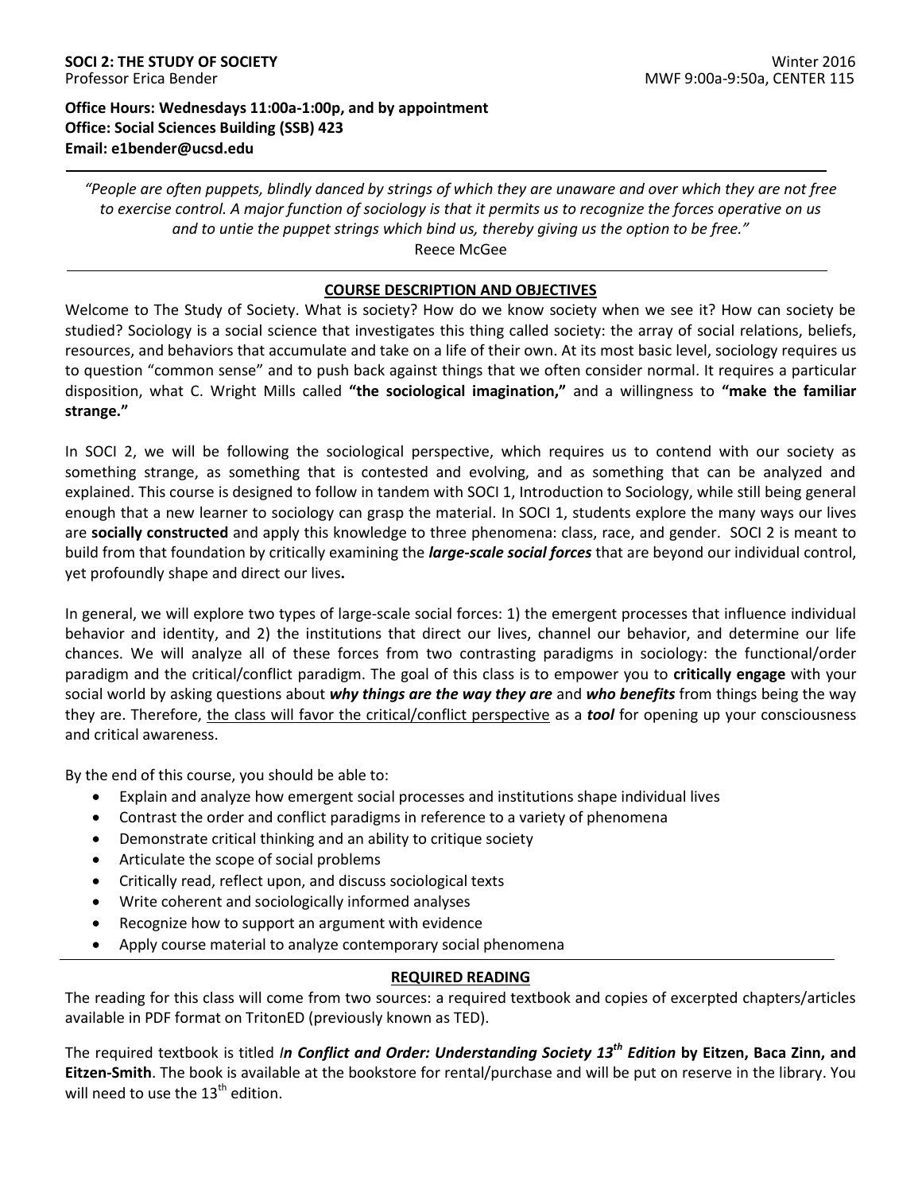**SOCI 2: THE STUDY OF SOCIETY** Winter 2016
Professor Erica Bender MWF 9:00a-9:50a, CENTER 115

**Office Hours: Wednesdays 11:00a-1:00p, and by appointment**
**Office: Social Sciences Building (SSB) 423**
**Email: e1bender@ucsd.edu**

---

*"People are often puppets, blindly danced by strings of which they are unaware and over which they are not free to exercise control. A major function of sociology is that it permits us to recognize the forces operative on us and to untie the puppet strings which bind us, thereby giving us the option to be free."*
Reece McGee

---

## COURSE DESCRIPTION AND OBJECTIVES

Welcome to The Study of Society. What is society? How do we know society when we see it? How can society be studied? Sociology is a social science that investigates this thing called society: the array of social relations, beliefs, resources, and behaviors that accumulate and take on a life of their own. At its most basic level, sociology requires us to question "common sense" and to push back against things that we often consider normal. It requires a particular disposition, what C. Wright Mills called **"the sociological imagination,"** and a willingness to **"make the familiar strange."**

In SOCI 2, we will be following the sociological perspective, which requires us to contend with our society as something strange, as something that is contested and evolving, and as something that can be analyzed and explained. This course is designed to follow in tandem with SOCI 1, Introduction to Sociology, while still being general enough that a new learner to sociology can grasp the material. In SOCI 1, students explore the many ways our lives are **socially constructed** and apply this knowledge to three phenomena: class, race, and gender. SOCI 2 is meant to build from that foundation by critically examining the ***large-scale social forces*** that are beyond our individual control, yet profoundly shape and direct our lives**.**

In general, we will explore two types of large-scale social forces: 1) the emergent processes that influence individual behavior and identity, and 2) the institutions that direct our lives, channel our behavior, and determine our life chances. We will analyze all of these forces from two contrasting paradigms in sociology: the functional/order paradigm and the critical/conflict paradigm. The goal of this class is to empower you to **critically engage** with your social world by asking questions about ***why things are the way they are*** and ***who benefits*** from things being the way they are. Therefore, <u>the class will favor the critical/conflict perspective</u> as a ***tool*** for opening up your consciousness and critical awareness.

By the end of this course, you should be able to:

- Explain and analyze how emergent social processes and institutions shape individual lives
- Contrast the order and conflict paradigms in reference to a variety of phenomena
- Demonstrate critical thinking and an ability to critique society
- Articulate the scope of social problems
- Critically read, reflect upon, and discuss sociological texts
- Write coherent and sociologically informed analyses
- Recognize how to support an argument with evidence
- Apply course material to analyze contemporary social phenomena

---

## REQUIRED READING

The reading for this class will come from two sources: a required textbook and copies of excerpted chapters/articles available in PDF format on TritonED (previously known as TED).

The required textbook is titled ***In Conflict and Order: Understanding Society 13th Edition* by Eitzen, Baca Zinn, and Eitzen-Smith**. The book is available at the bookstore for rental/purchase and will be put on reserve in the library. You will need to use the 13th edition.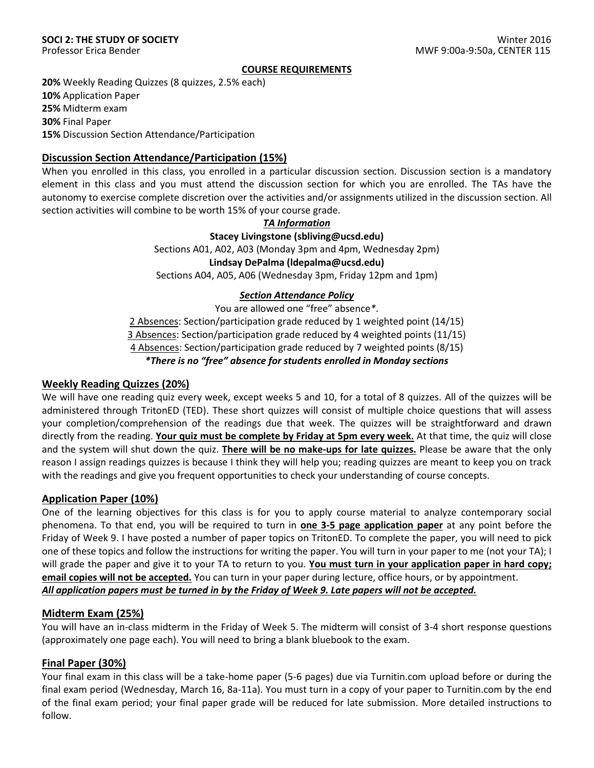**SOCI 2: THE STUDY OF SOCIETY** Winter 2016
Professor Erica Bender MWF 9:00a-9:50a, CENTER 115

**COURSE REQUIREMENTS**

**20%** Weekly Reading Quizzes (8 quizzes, 2.5% each)
**10%** Application Paper
**25%** Midterm exam
**30%** Final Paper
**15%** Discussion Section Attendance/Participation

## Discussion Section Attendance/Participation (15%)

When you enrolled in this class, you enrolled in a particular discussion section. Discussion section is a mandatory element in this class and you must attend the discussion section for which you are enrolled. The TAs have the autonomy to exercise complete discretion over the activities and/or assignments utilized in the discussion section. All section activities will combine to be worth 15% of your course grade.

***TA Information***

**Stacey Livingstone (sbliving@ucsd.edu)**
Sections A01, A02, A03 (Monday 3pm and 4pm, Wednesday 2pm)

**Lindsay DePalma (ldepalma@ucsd.edu)**
Sections A04, A05, A06 (Wednesday 3pm, Friday 12pm and 1pm)

***Section Attendance Policy***

You are allowed one "free" absence*.
2 Absences: Section/participation grade reduced by 1 weighted point (14/15)
3 Absences: Section/participation grade reduced by 4 weighted points (11/15)
4 Absences: Section/participation grade reduced by 7 weighted points (8/15)
***There is no "free" absence for students enrolled in Monday sections***

## Weekly Reading Quizzes (20%)

We will have one reading quiz every week, except weeks 5 and 10, for a total of 8 quizzes. All of the quizzes will be administered through TritonED (TED). These short quizzes will consist of multiple choice questions that will assess your completion/comprehension of the readings due that week. The quizzes will be straightforward and drawn directly from the reading. **Your quiz must be complete by Friday at 5pm every week.** At that time, the quiz will close and the system will shut down the quiz. **There will be no make-ups for late quizzes.** Please be aware that the only reason I assign readings quizzes is because I think they will help you; reading quizzes are meant to keep you on track with the readings and give you frequent opportunities to check your understanding of course concepts.

## Application Paper (10%)

One of the learning objectives for this class is for you to apply course material to analyze contemporary social phenomena. To that end, you will be required to turn in **one 3-5 page application paper** at any point before the Friday of Week 9. I have posted a number of paper topics on TritonED. To complete the paper, you will need to pick one of these topics and follow the instructions for writing the paper. You will turn in your paper to me (not your TA); I will grade the paper and give it to your TA to return to you. **You must turn in your application paper in hard copy; email copies will not be accepted.** You can turn in your paper during lecture, office hours, or by appointment.
***All application papers must be turned in by the Friday of Week 9. Late papers will not be accepted.***

## Midterm Exam (25%)

You will have an in-class midterm in the Friday of Week 5. The midterm will consist of 3-4 short response questions (approximately one page each). You will need to bring a blank bluebook to the exam.

## Final Paper (30%)

Your final exam in this class will be a take-home paper (5-6 pages) due via Turnitin.com upload before or during the final exam period (Wednesday, March 16, 8a-11a). You must turn in a copy of your paper to Turnitin.com by the end of the final exam period; your final paper grade will be reduced for late submission. More detailed instructions to follow.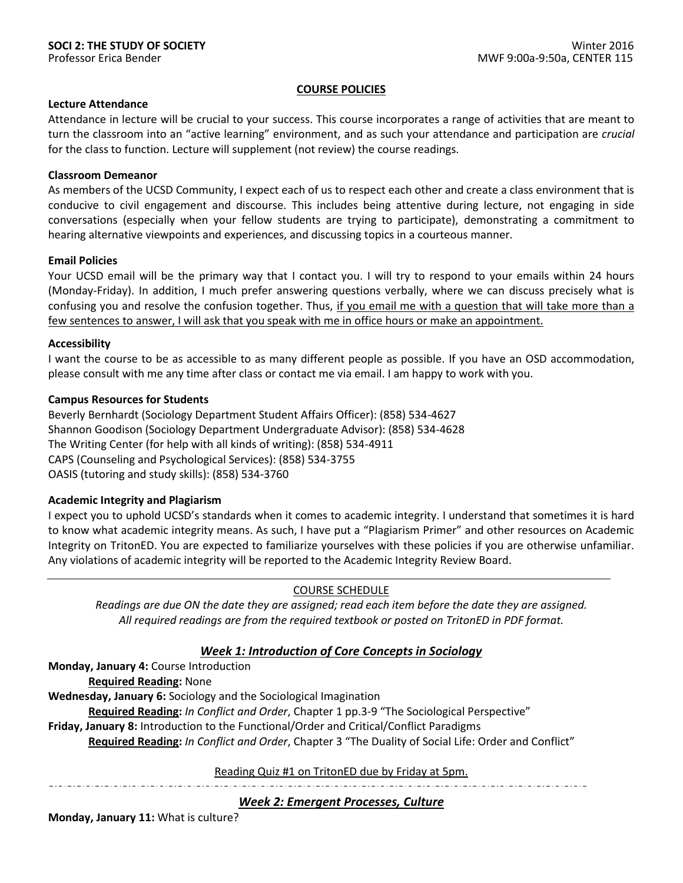**COURSE POLICIES**

**Lecture Attendance**

Attendance in lecture will be crucial to your success. This course incorporates a range of activities that are meant to turn the classroom into an "active learning" environment, and as such your attendance and participation are *crucial* for the class to function. Lecture will supplement (not review) the course readings.

**Classroom Demeanor**

As members of the UCSD Community, I expect each of us to respect each other and create a class environment that is conducive to civil engagement and discourse. This includes being attentive during lecture, not engaging in side conversations (especially when your fellow students are trying to participate), demonstrating a commitment to hearing alternative viewpoints and experiences, and discussing topics in a courteous manner.

**Email Policies**

Your UCSD email will be the primary way that I contact you. I will try to respond to your emails within 24 hours (Monday-Friday). In addition, I much prefer answering questions verbally, where we can discuss precisely what is confusing you and resolve the confusion together. Thus, <u>if you email me with a question that will take more than a few sentences to answer, I will ask that you speak with me in office hours or make an appointment.</u>

**Accessibility**

I want the course to be as accessible to as many different people as possible. If you have an OSD accommodation, please consult with me any time after class or contact me via email. I am happy to work with you.

**Campus Resources for Students**

Beverly Bernhardt (Sociology Department Student Affairs Officer): (858) 534-4627
Shannon Goodison (Sociology Department Undergraduate Advisor): (858) 534-4628
The Writing Center (for help with all kinds of writing): (858) 534-4911
CAPS (Counseling and Psychological Services): (858) 534-3755
OASIS (tutoring and study skills): (858) 534-3760

**Academic Integrity and Plagiarism**

I expect you to uphold UCSD's standards when it comes to academic integrity. I understand that sometimes it is hard to know what academic integrity means. As such, I have put a "Plagiarism Primer" and other resources on Academic Integrity on TritonED. You are expected to familiarize yourselves with these policies if you are otherwise unfamiliar. Any violations of academic integrity will be reported to the Academic Integrity Review Board.

---

<u>COURSE SCHEDULE</u>

*Readings are due ON the date they are assigned; read each item before the date they are assigned.*
*All required readings are from the required textbook or posted on TritonED in PDF format.*

## ***Week 1: Introduction of Core Concepts in Sociology***

**Monday, January 4:** Course Introduction
    **Required Reading:** None
**Wednesday, January 6:** Sociology and the Sociological Imagination
    **Required Reading:** *In Conflict and Order*, Chapter 1 pp.3-9 "The Sociological Perspective"
**Friday, January 8:** Introduction to the Functional/Order and Critical/Conflict Paradigms
    **Required Reading:** *In Conflict and Order*, Chapter 3 "The Duality of Social Life: Order and Conflict"

<u>Reading Quiz #1 on TritonED due by Friday at 5pm.</u>

---

## ***Week 2: Emergent Processes, Culture***

**Monday, January 11:** What is culture?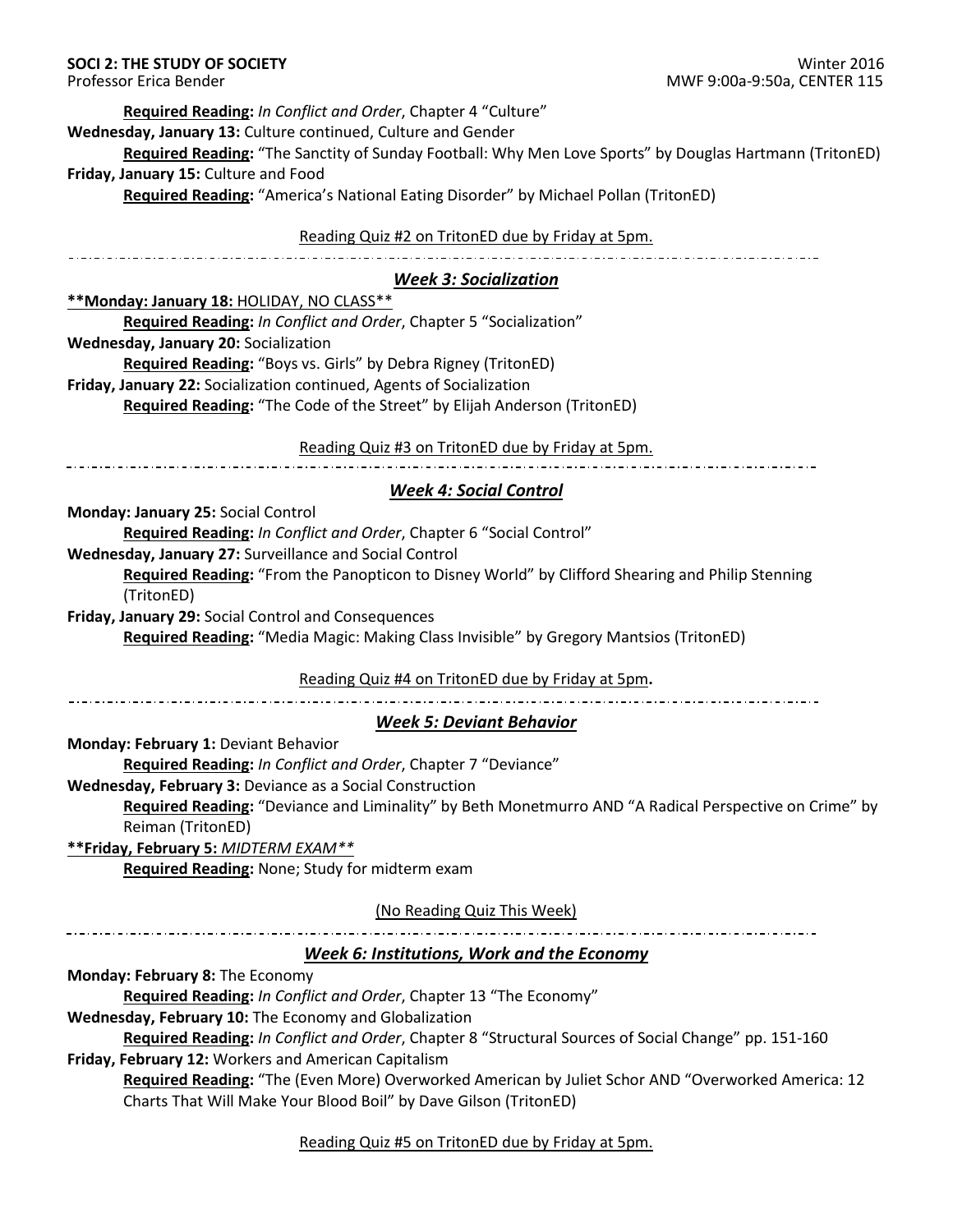**Required Reading:** *In Conflict and Order*, Chapter 4 "Culture"

**Wednesday, January 13:** Culture continued, Culture and Gender

**Required Reading:** "The Sanctity of Sunday Football: Why Men Love Sports" by Douglas Hartmann (TritonED)

**Friday, January 15:** Culture and Food

**Required Reading:** "America's National Eating Disorder" by Michael Pollan (TritonED)

Reading Quiz #2 on TritonED due by Friday at 5pm.

---

## *Week 3: Socialization*

****Monday: January 18:** HOLIDAY, NO CLASS****

**Required Reading:** *In Conflict and Order*, Chapter 5 "Socialization"

**Wednesday, January 20:** Socialization

**Required Reading:** "Boys vs. Girls" by Debra Rigney (TritonED)

**Friday, January 22:** Socialization continued, Agents of Socialization

**Required Reading:** "The Code of the Street" by Elijah Anderson (TritonED)

Reading Quiz #3 on TritonED due by Friday at 5pm.

---

## *Week 4: Social Control*

**Monday: January 25:** Social Control

**Required Reading:** *In Conflict and Order*, Chapter 6 "Social Control"

**Wednesday, January 27:** Surveillance and Social Control

**Required Reading:** "From the Panopticon to Disney World" by Clifford Shearing and Philip Stenning (TritonED)

**Friday, January 29:** Social Control and Consequences

**Required Reading:** "Media Magic: Making Class Invisible" by Gregory Mantsios (TritonED)

Reading Quiz #4 on TritonED due by Friday at 5pm.

---

## *Week 5: Deviant Behavior*

**Monday: February 1:** Deviant Behavior

**Required Reading:** *In Conflict and Order*, Chapter 7 "Deviance"

**Wednesday, February 3:** Deviance as a Social Construction

**Required Reading:** "Deviance and Liminality" by Beth Monetmurro AND "A Radical Perspective on Crime" by Reiman (TritonED)

****Friday, February 5:** *MIDTERM EXAM*****

**Required Reading:** None; Study for midterm exam

(No Reading Quiz This Week)

---

## *Week 6: Institutions, Work and the Economy*

**Monday: February 8:** The Economy

**Required Reading:** *In Conflict and Order*, Chapter 13 "The Economy"

**Wednesday, February 10:** The Economy and Globalization

**Required Reading:** *In Conflict and Order*, Chapter 8 "Structural Sources of Social Change" pp. 151-160

**Friday, February 12:** Workers and American Capitalism

**Required Reading:** "The (Even More) Overworked American by Juliet Schor AND "Overworked America: 12 Charts That Will Make Your Blood Boil" by Dave Gilson (TritonED)

Reading Quiz #5 on TritonED due by Friday at 5pm.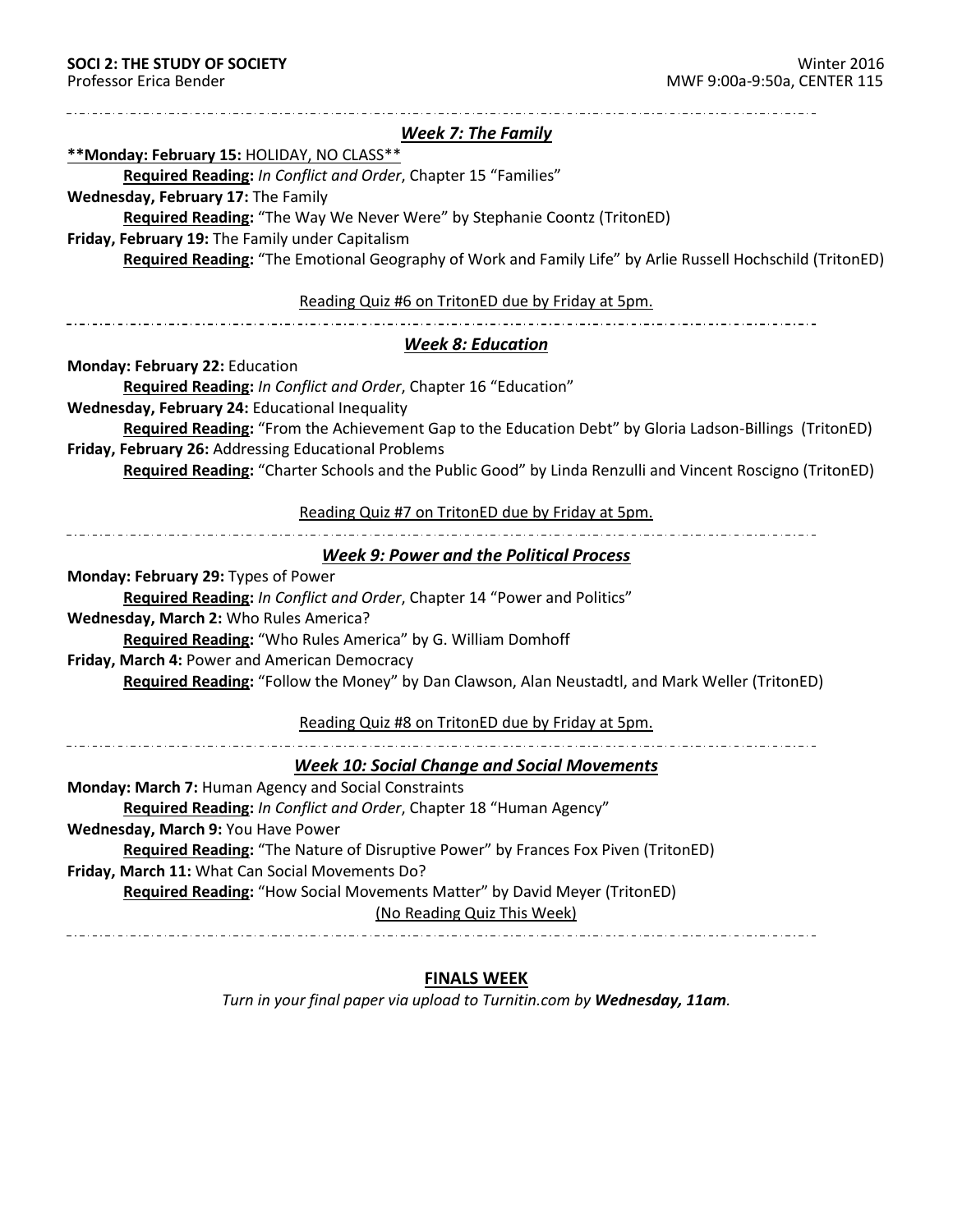### *Week 7: The Family*

**\*\*Monday: February 15:** HOLIDAY, NO CLASS\*\*

**Required Reading:** *In Conflict and Order*, Chapter 15 "Families"

**Wednesday, February 17:** The Family

**Required Reading:** "The Way We Never Were" by Stephanie Coontz (TritonED)

**Friday, February 19:** The Family under Capitalism

**Required Reading:** "The Emotional Geography of Work and Family Life" by Arlie Russell Hochschild (TritonED)

Reading Quiz #6 on TritonED due by Friday at 5pm.

---

### *Week 8: Education*

**Monday: February 22:** Education

**Required Reading:** *In Conflict and Order*, Chapter 16 "Education"

**Wednesday, February 24:** Educational Inequality

**Required Reading:** "From the Achievement Gap to the Education Debt" by Gloria Ladson-Billings (TritonED)

**Friday, February 26:** Addressing Educational Problems

**Required Reading:** "Charter Schools and the Public Good" by Linda Renzulli and Vincent Roscigno (TritonED)

Reading Quiz #7 on TritonED due by Friday at 5pm.

---

### *Week 9: Power and the Political Process*

**Monday: February 29:** Types of Power

**Required Reading:** *In Conflict and Order*, Chapter 14 "Power and Politics"

**Wednesday, March 2:** Who Rules America?

**Required Reading:** "Who Rules America" by G. William Domhoff

**Friday, March 4:** Power and American Democracy

**Required Reading:** "Follow the Money" by Dan Clawson, Alan Neustadtl, and Mark Weller (TritonED)

Reading Quiz #8 on TritonED due by Friday at 5pm.

---

### *Week 10: Social Change and Social Movements*

**Monday: March 7:** Human Agency and Social Constraints

**Required Reading:** *In Conflict and Order*, Chapter 18 "Human Agency"

**Wednesday, March 9:** You Have Power

**Required Reading:** "The Nature of Disruptive Power" by Frances Fox Piven (TritonED)

**Friday, March 11:** What Can Social Movements Do?

**Required Reading:** "How Social Movements Matter" by David Meyer (TritonED)

(No Reading Quiz This Week)

---

### FINALS WEEK

*Turn in your final paper via upload to Turnitin.com by **Wednesday, 11am**.*